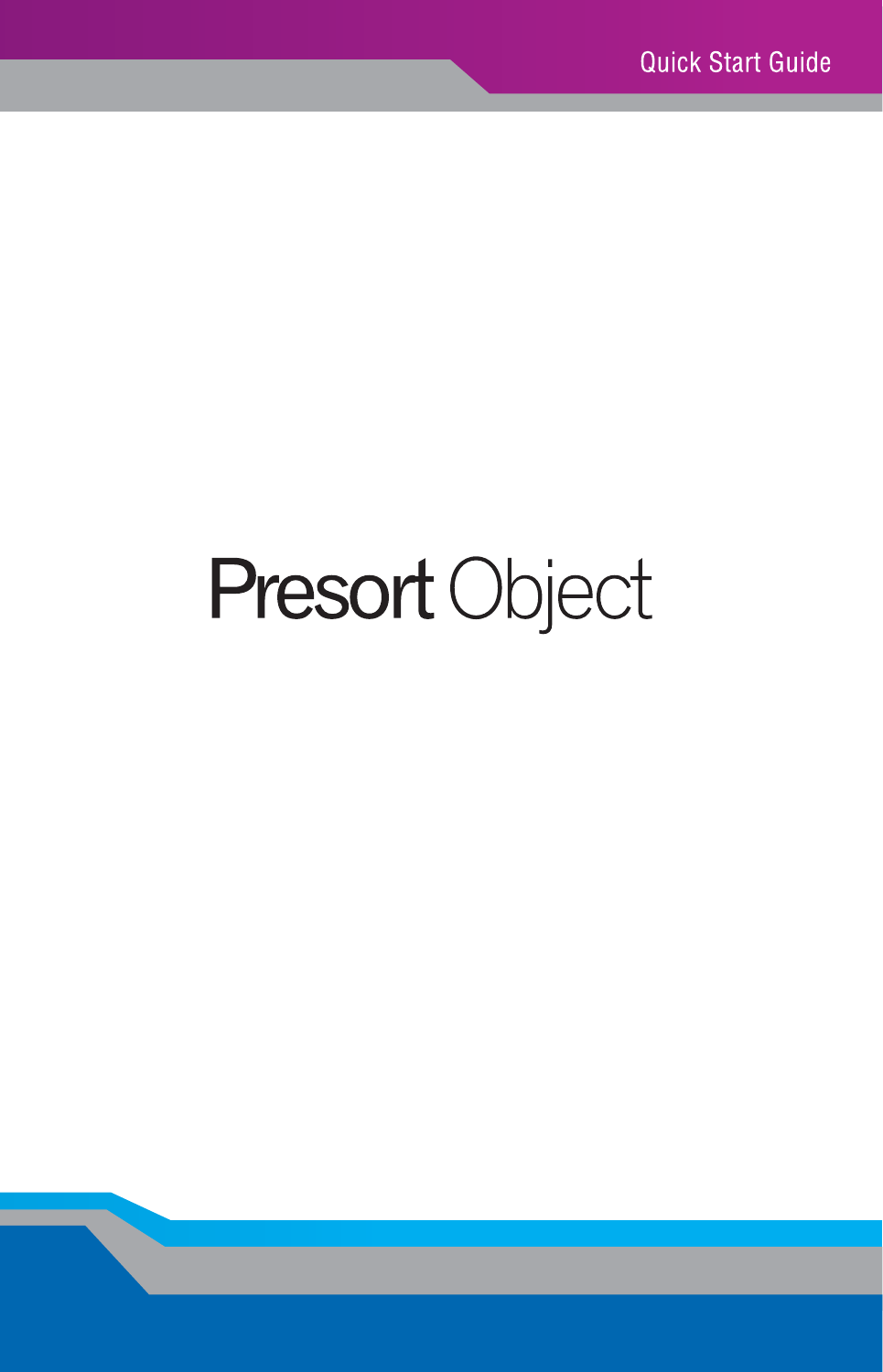Quick Start Guide

# Presort Object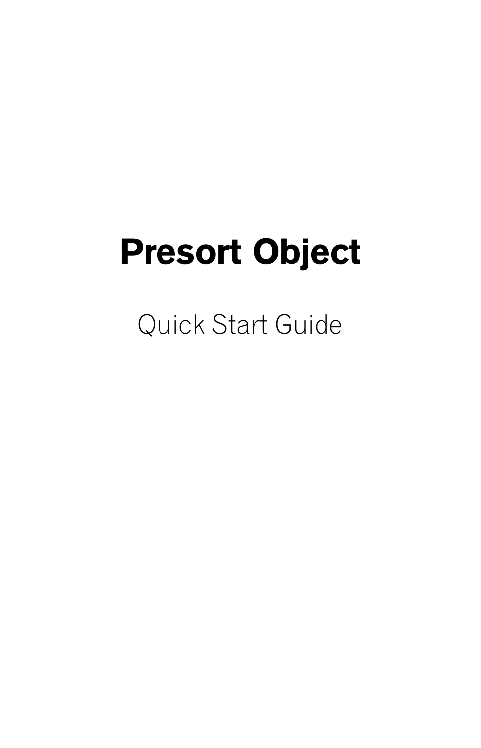# Presort Object

Quick Start Guide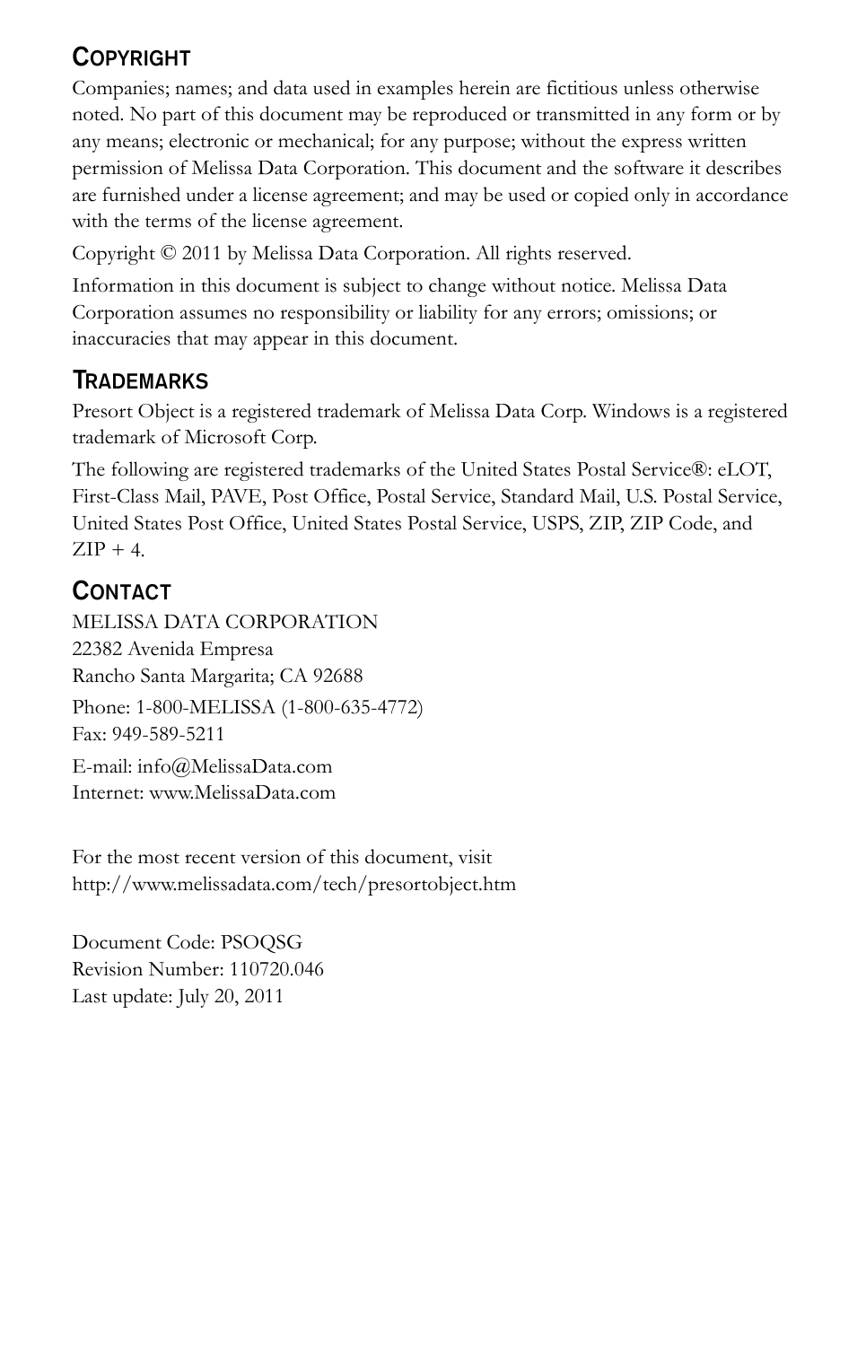## Copyright

Companies; names; and data used in examples herein are fictitious unless otherwise noted. No part of this document may be reproduced or transmitted in any form or by any means; electronic or mechanical; for any purpose; without the express written permission of Melissa Data Corporation. This document and the software it describes are furnished under a license agreement; and may be used or copied only in accordance with the terms of the license agreement.

Copyright © 2011 by Melissa Data Corporation. All rights reserved.

Information in this document is subject to change without notice. Melissa Data Corporation assumes no responsibility or liability for any errors; omissions; or inaccuracies that may appear in this document.

## Trademarks

Presort Object is a registered trademark of Melissa Data Corp. Windows is a registered trademark of Microsoft Corp.

The following are registered trademarks of the United States Postal Service®: eLOT, First-Class Mail, PAVE, Post Office, Postal Service, Standard Mail, U.S. Postal Service, United States Post Office, United States Postal Service, USPS, ZIP, ZIP Code, and ZIP + 4.

## Contact

MELISSA DATA CORPORATION
22382 Avenida Empresa
Rancho Santa Margarita; CA 92688

Phone: 1-800-MELISSA (1-800-635-4772)
Fax: 949-589-5211

E-mail: info@MelissaData.com
Internet: www.MelissaData.com

For the most recent version of this document, visit
http://www.melissadata.com/tech/presortobject.htm

Document Code: PSOQSG
Revision Number: 110720.046
Last update: July 20, 2011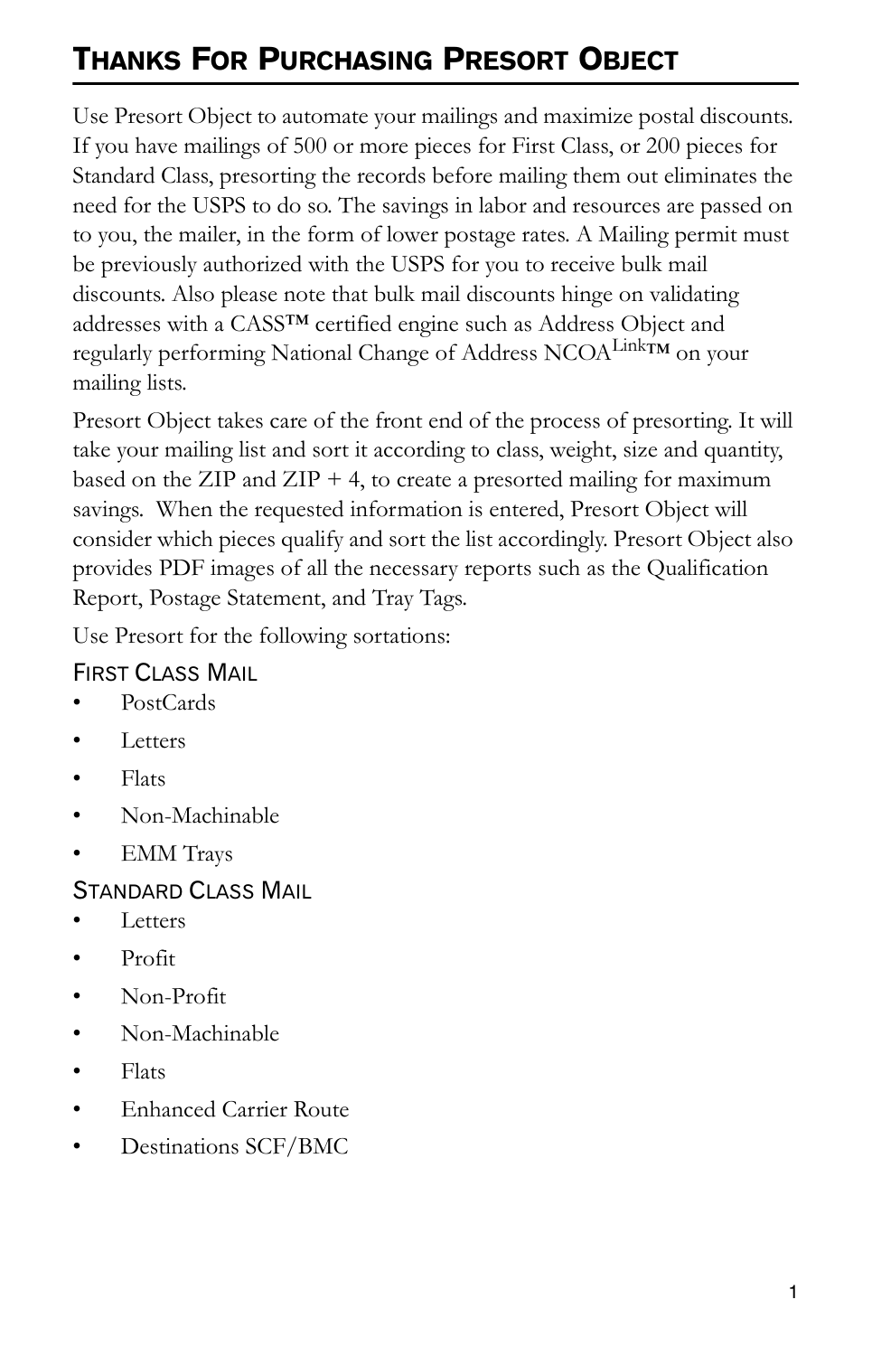# Thanks For Purchasing Presort Object

Use Presort Object to automate your mailings and maximize postal discounts. If you have mailings of 500 or more pieces for First Class, or 200 pieces for Standard Class, presorting the records before mailing them out eliminates the need for the USPS to do so. The savings in labor and resources are passed on to you, the mailer, in the form of lower postage rates. A Mailing permit must be previously authorized with the USPS for you to receive bulk mail discounts. Also please note that bulk mail discounts hinge on validating addresses with a CASS™ certified engine such as Address Object and regularly performing National Change of Address NCOA$^{Link}$™ on your mailing lists.

Presort Object takes care of the front end of the process of presorting. It will take your mailing list and sort it according to class, weight, size and quantity, based on the ZIP and ZIP + 4, to create a presorted mailing for maximum savings. When the requested information is entered, Presort Object will consider which pieces qualify and sort the list accordingly. Presort Object also provides PDF images of all the necessary reports such as the Qualification Report, Postage Statement, and Tray Tags.

Use Presort for the following sortations:

### First Class Mail

- PostCards
- Letters
- Flats
- Non-Machinable
- EMM Trays

### Standard Class Mail

- Letters
- Profit
- Non-Profit
- Non-Machinable
- Flats
- Enhanced Carrier Route
- Destinations SCF/BMC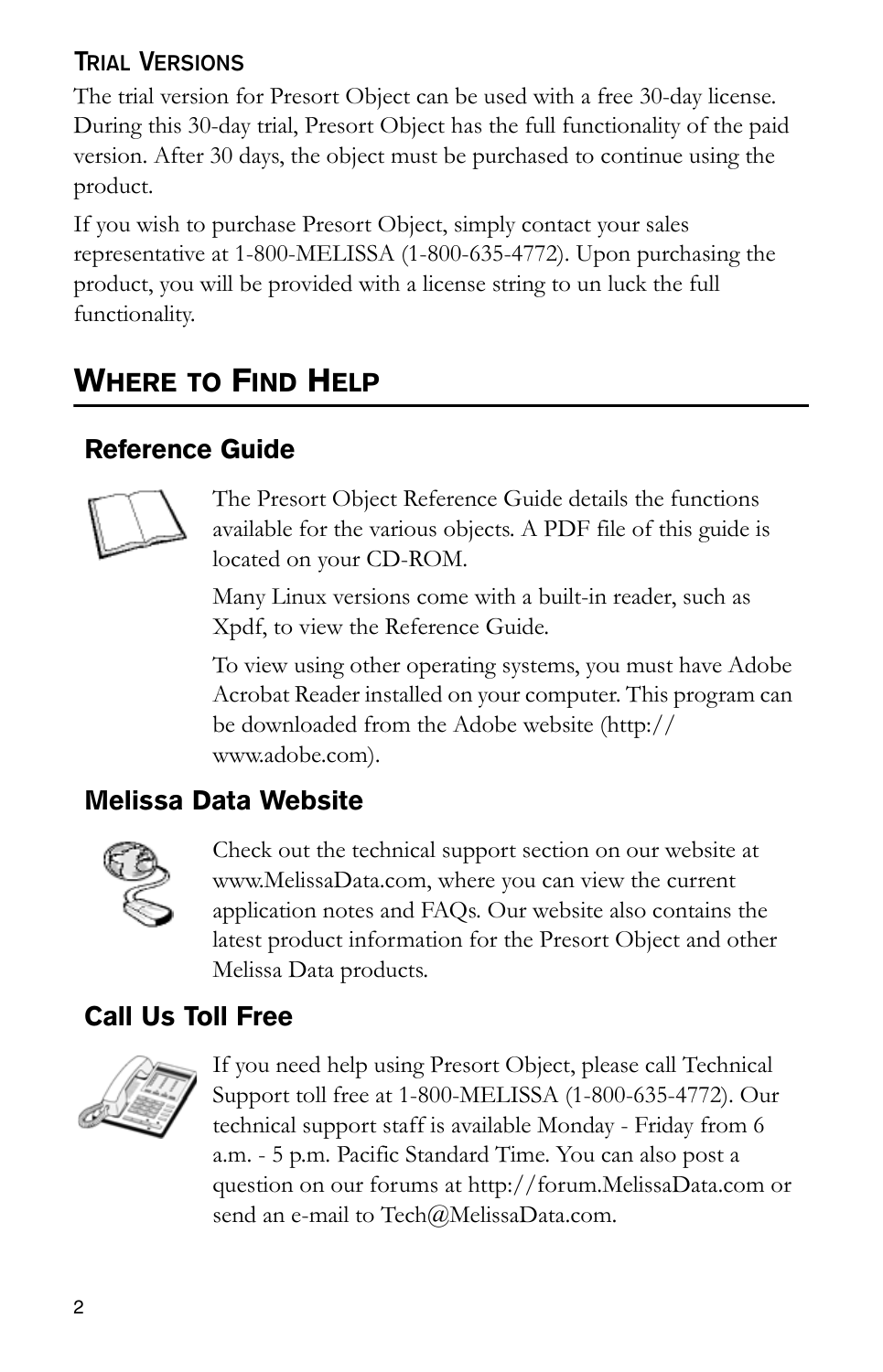### Trial Versions

The trial version for Presort Object can be used with a free 30-day license. During this 30-day trial, Presort Object has the full functionality of the paid version. After 30 days, the object must be purchased to continue using the product.

If you wish to purchase Presort Object, simply contact your sales representative at 1-800-MELISSA (1-800-635-4772). Upon purchasing the product, you will be provided with a license string to un luck the full functionality.

## Where to Find Help

### Reference Guide

The Presort Object Reference Guide details the functions available for the various objects. A PDF file of this guide is located on your CD-ROM.

Many Linux versions come with a built-in reader, such as Xpdf, to view the Reference Guide.

To view using other operating systems, you must have Adobe Acrobat Reader installed on your computer. This program can be downloaded from the Adobe website (http://www.adobe.com).

### Melissa Data Website

Check out the technical support section on our website at www.MelissaData.com, where you can view the current application notes and FAQs. Our website also contains the latest product information for the Presort Object and other Melissa Data products.

### Call Us Toll Free

If you need help using Presort Object, please call Technical Support toll free at 1-800-MELISSA (1-800-635-4772). Our technical support staff is available Monday - Friday from 6 a.m. - 5 p.m. Pacific Standard Time. You can also post a question on our forums at http://forum.MelissaData.com or send an e-mail to Tech@MelissaData.com.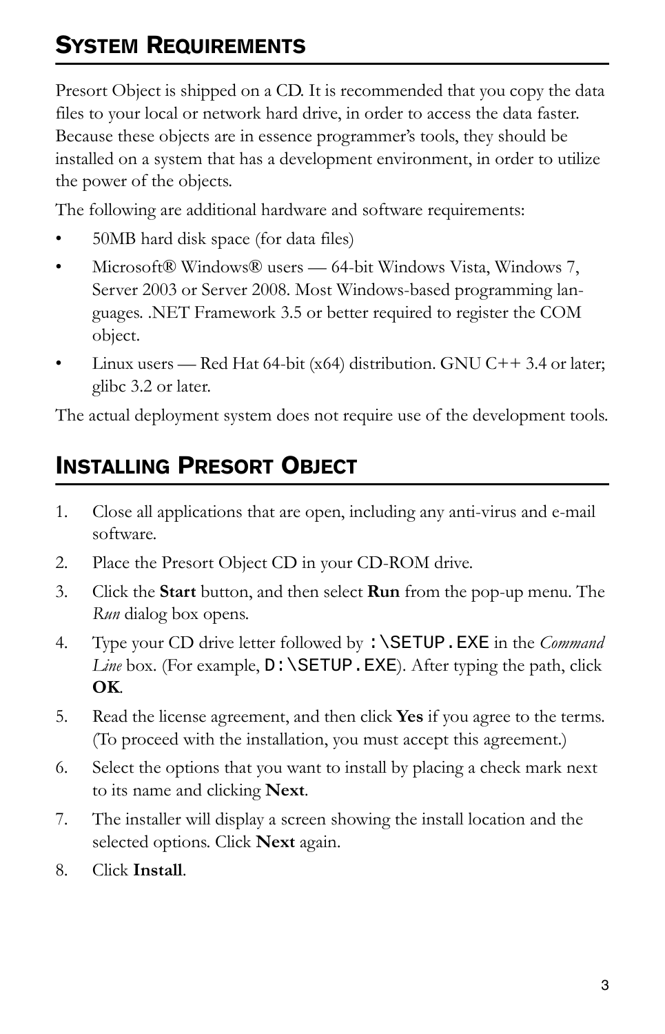## System Requirements

Presort Object is shipped on a CD. It is recommended that you copy the data files to your local or network hard drive, in order to access the data faster. Because these objects are in essence programmer's tools, they should be installed on a system that has a development environment, in order to utilize the power of the objects.

The following are additional hardware and software requirements:

- 50MB hard disk space (for data files)
- Microsoft® Windows® users — 64-bit Windows Vista, Windows 7, Server 2003 or Server 2008. Most Windows-based programming languages. .NET Framework 3.5 or better required to register the COM object.
- Linux users — Red Hat 64-bit (x64) distribution. GNU C++ 3.4 or later; glibc 3.2 or later.

The actual deployment system does not require use of the development tools.

## Installing Presort Object

1. Close all applications that are open, including any anti-virus and e-mail software.
2. Place the Presort Object CD in your CD-ROM drive.
3. Click the **Start** button, and then select **Run** from the pop-up menu. The *Run* dialog box opens.
4. Type your CD drive letter followed by `:\SETUP.EXE` in the *Command Line* box. (For example, `D:\SETUP.EXE`). After typing the path, click **OK**.
5. Read the license agreement, and then click **Yes** if you agree to the terms. (To proceed with the installation, you must accept this agreement.)
6. Select the options that you want to install by placing a check mark next to its name and clicking **Next**.
7. The installer will display a screen showing the install location and the selected options. Click **Next** again.
8. Click **Install**.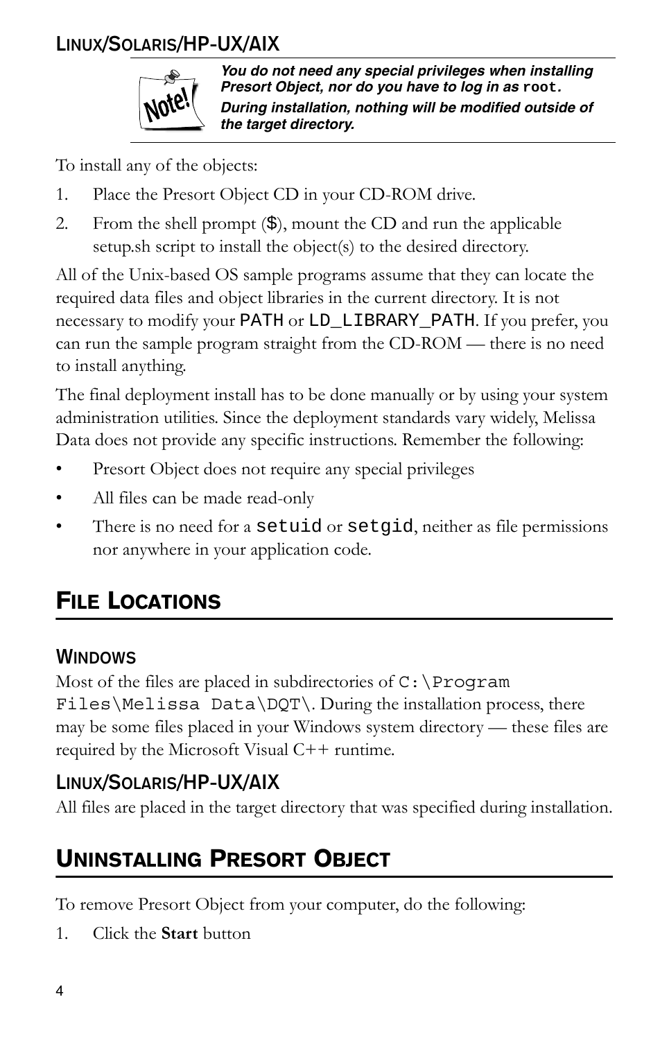### Linux/Solaris/HP-UX/AIX

> ***Note!*** ***You do not need any special privileges when installing Presort Object, nor do you have to log in as*** **`root`*****.***
>
> ***During installation, nothing will be modified outside of the target directory.***

To install any of the objects:

1. Place the Presort Object CD in your CD-ROM drive.
2. From the shell prompt ($), mount the CD and run the applicable setup.sh script to install the object(s) to the desired directory.

All of the Unix-based OS sample programs assume that they can locate the required data files and object libraries in the current directory. It is not necessary to modify your `PATH` or `LD_LIBRARY_PATH`. If you prefer, you can run the sample program straight from the CD-ROM — there is no need to install anything.

The final deployment install has to be done manually or by using your system administration utilities. Since the deployment standards vary widely, Melissa Data does not provide any specific instructions. Remember the following:

- Presort Object does not require any special privileges
- All files can be made read-only
- There is no need for a `setuid` or `setgid`, neither as file permissions nor anywhere in your application code.

## File Locations

### Windows

Most of the files are placed in subdirectories of `C:\Program Files\Melissa Data\DQT\`. During the installation process, there may be some files placed in your Windows system directory — these files are required by the Microsoft Visual C++ runtime.

### Linux/Solaris/HP-UX/AIX

All files are placed in the target directory that was specified during installation.

## Uninstalling Presort Object

To remove Presort Object from your computer, do the following:

1. Click the **Start** button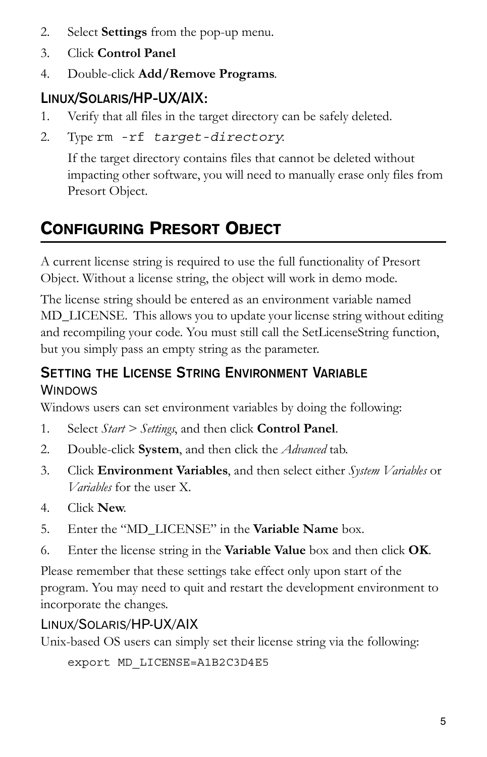2. Select **Settings** from the pop-up menu.
3. Click **Control Panel**
4. Double-click **Add/Remove Programs**.

### Linux/Solaris/HP-UX/AIX:

1. Verify that all files in the target directory can be safely deleted.
2. Type `rm -rf` *`target-directory`*.

   If the target directory contains files that cannot be deleted without impacting other software, you will need to manually erase only files from Presort Object.

## Configuring Presort Object

A current license string is required to use the full functionality of Presort Object. Without a license string, the object will work in demo mode.

The license string should be entered as an environment variable named MD_LICENSE. This allows you to update your license string without editing and recompiling your code. You must still call the SetLicenseString function, but you simply pass an empty string as the parameter.

### Setting the License String Environment Variable

#### Windows

Windows users can set environment variables by doing the following:

1. Select *Start* > *Settings*, and then click **Control Panel**.
2. Double-click **System**, and then click the *Advanced* tab.
3. Click **Environment Variables**, and then select either *System Variables* or *Variables* for the user X.
4. Click **New**.
5. Enter the "MD_LICENSE" in the **Variable Name** box.
6. Enter the license string in the **Variable Value** box and then click **OK**.

Please remember that these settings take effect only upon start of the program. You may need to quit and restart the development environment to incorporate the changes.

#### Linux/Solaris/HP-UX/AIX

Unix-based OS users can simply set their license string via the following:

```
export MD_LICENSE=A1B2C3D4E5
```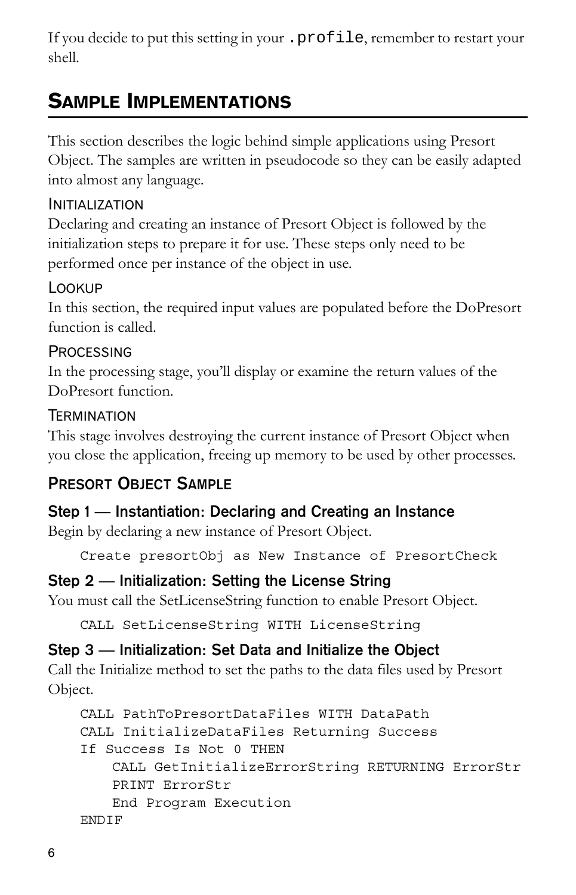If you decide to put this setting in your `.profile`, remember to restart your shell.

## Sample Implementations

This section describes the logic behind simple applications using Presort Object. The samples are written in pseudocode so they can be easily adapted into almost any language.

#### Initialization

Declaring and creating an instance of Presort Object is followed by the initialization steps to prepare it for use. These steps only need to be performed once per instance of the object in use.

#### Lookup

In this section, the required input values are populated before the DoPresort function is called.

#### Processing

In the processing stage, you'll display or examine the return values of the DoPresort function.

#### Termination

This stage involves destroying the current instance of Presort Object when you close the application, freeing up memory to be used by other processes.

### Presort Object Sample

#### Step 1 — Instantiation: Declaring and Creating an Instance

Begin by declaring a new instance of Presort Object.

```
Create presortObj as New Instance of PresortCheck
```

#### Step 2 — Initialization: Setting the License String

You must call the SetLicenseString function to enable Presort Object.

```
CALL SetLicenseString WITH LicenseString
```

#### Step 3 — Initialization: Set Data and Initialize the Object

Call the Initialize method to set the paths to the data files used by Presort Object.

```
CALL PathToPresortDataFiles WITH DataPath
CALL InitializeDataFiles Returning Success
If Success Is Not 0 THEN
    CALL GetInitializeErrorString RETURNING ErrorStr
    PRINT ErrorStr
    End Program Execution
ENDIF
```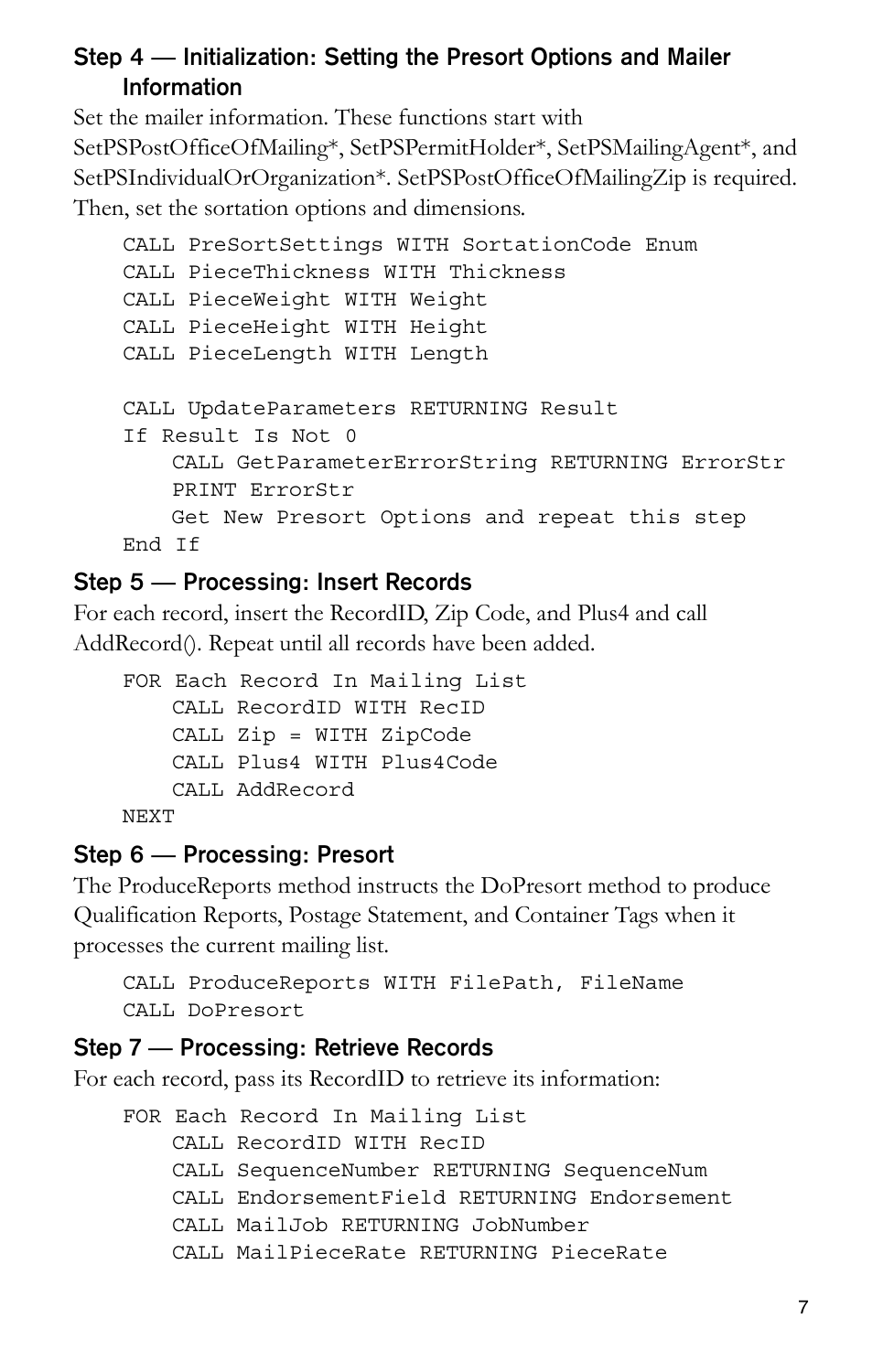### Step 4 — Initialization: Setting the Presort Options and Mailer Information

Set the mailer information. These functions start with SetPSPostOfficeOfMailing*, SetPSPermitHolder*, SetPSMailingAgent*, and SetPSIndividualOrOrganization*. SetPSPostOfficeOfMailingZip is required. Then, set the sortation options and dimensions.

```
CALL PreSortSettings WITH SortationCode Enum
CALL PieceThickness WITH Thickness
CALL PieceWeight WITH Weight
CALL PieceHeight WITH Height
CALL PieceLength WITH Length

CALL UpdateParameters RETURNING Result
If Result Is Not 0
    CALL GetParameterErrorString RETURNING ErrorStr
    PRINT ErrorStr
    Get New Presort Options and repeat this step
End If
```

### Step 5 — Processing: Insert Records

For each record, insert the RecordID, Zip Code, and Plus4 and call AddRecord(). Repeat until all records have been added.

```
FOR Each Record In Mailing List
    CALL RecordID WITH RecID
    CALL Zip = WITH ZipCode
    CALL Plus4 WITH Plus4Code
    CALL AddRecord
NEXT
```

### Step 6 — Processing: Presort

The ProduceReports method instructs the DoPresort method to produce Qualification Reports, Postage Statement, and Container Tags when it processes the current mailing list.

```
CALL ProduceReports WITH FilePath, FileName
CALL DoPresort
```

### Step 7 — Processing: Retrieve Records

For each record, pass its RecordID to retrieve its information:

```
FOR Each Record In Mailing List
    CALL RecordID WITH RecID
    CALL SequenceNumber RETURNING SequenceNum
    CALL EndorsementField RETURNING Endorsement
    CALL MailJob RETURNING JobNumber
    CALL MailPieceRate RETURNING PieceRate
```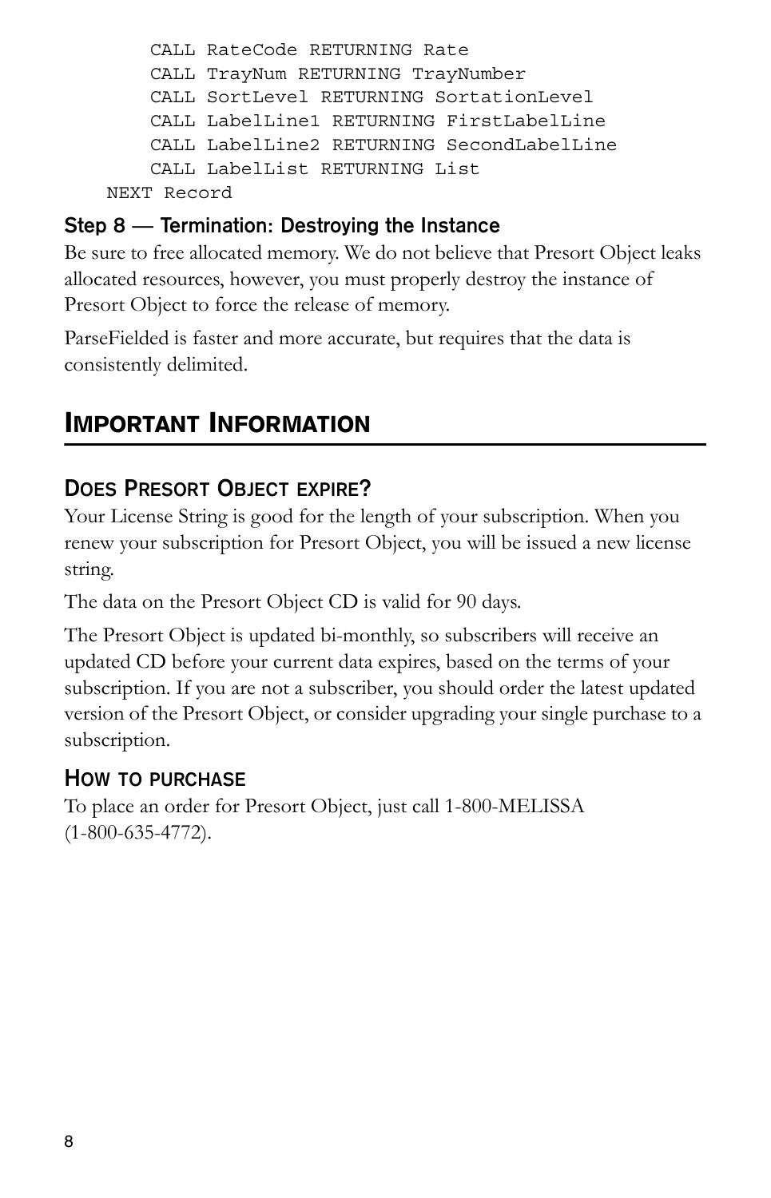```
        CALL RateCode RETURNING Rate
        CALL TrayNum RETURNING TrayNumber
        CALL SortLevel RETURNING SortationLevel
        CALL LabelLine1 RETURNING FirstLabelLine
        CALL LabelLine2 RETURNING SecondLabelLine
        CALL LabelList RETURNING List
    NEXT Record
```

### Step 8 — Termination: Destroying the Instance

Be sure to free allocated memory. We do not believe that Presort Object leaks allocated resources, however, you must properly destroy the instance of Presort Object to force the release of memory.

ParseFielded is faster and more accurate, but requires that the data is consistently delimited.

# Important Information

## Does Presort Object expire?

Your License String is good for the length of your subscription. When you renew your subscription for Presort Object, you will be issued a new license string.

The data on the Presort Object CD is valid for 90 days.

The Presort Object is updated bi-monthly, so subscribers will receive an updated CD before your current data expires, based on the terms of your subscription. If you are not a subscriber, you should order the latest updated version of the Presort Object, or consider upgrading your single purchase to a subscription.

## How to purchase

To place an order for Presort Object, just call 1-800-MELISSA (1-800-635-4772).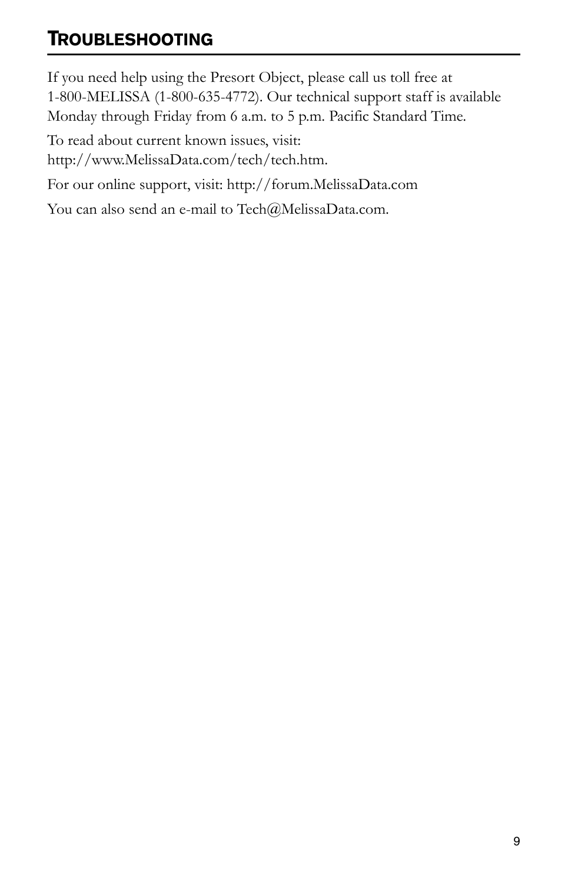## Troubleshooting

If you need help using the Presort Object, please call us toll free at 1-800-MELISSA (1-800-635-4772). Our technical support staff is available Monday through Friday from 6 a.m. to 5 p.m. Pacific Standard Time.

To read about current known issues, visit: http://www.MelissaData.com/tech/tech.htm.

For our online support, visit: http://forum.MelissaData.com

You can also send an e-mail to Tech@MelissaData.com.